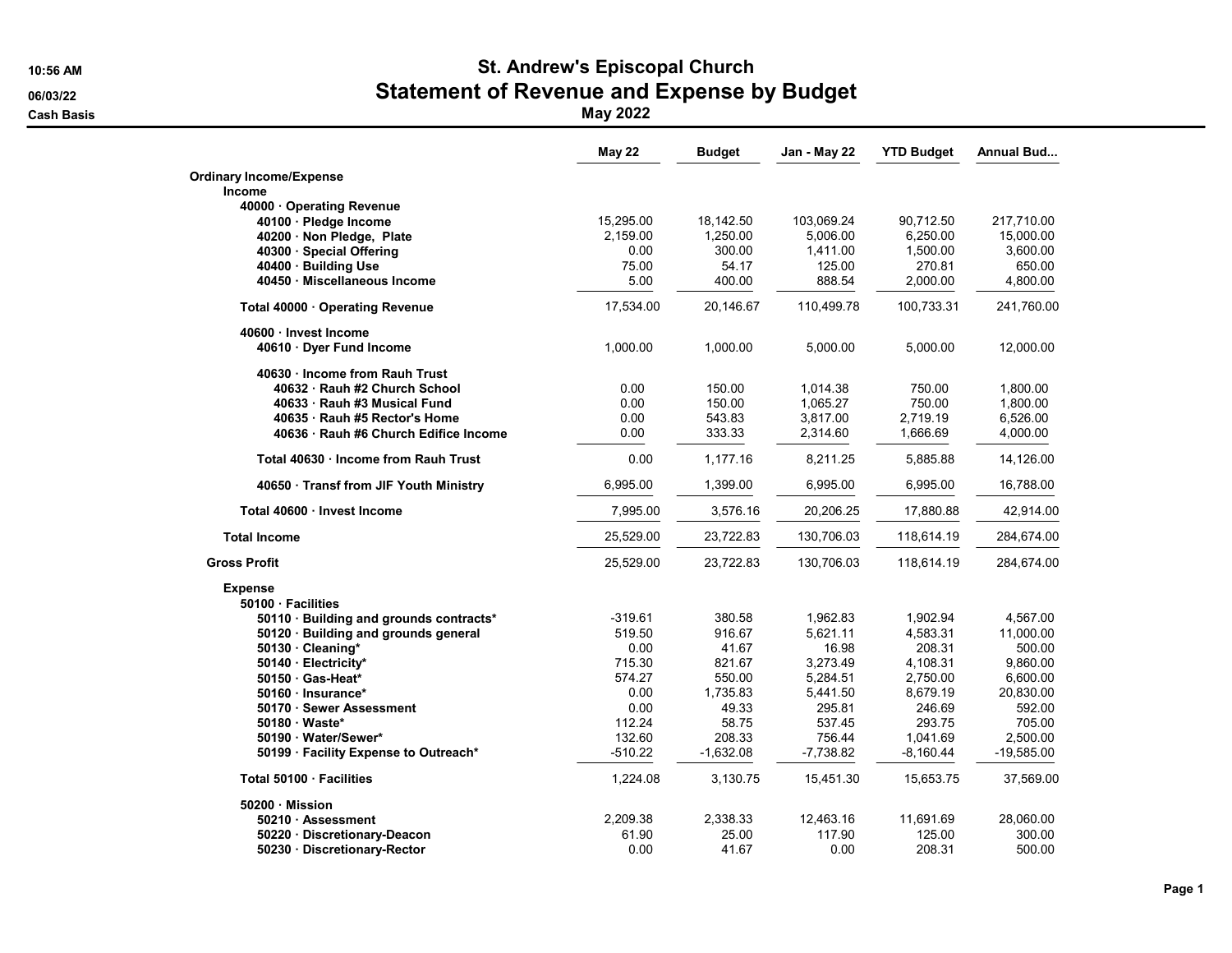# St. Andrew's Episcopal Church

## Statement of Revenue and Expense by Budget

**May 2022**

10:56 AM
06/03/22
Cash Basis

| | May 22 | Budget | Jan - May 22 | YTD Budget | Annual Bud... |
|---|---|---|---|---|---|
| **Ordinary Income/Expense** | | | | | |
| **Income** | | | | | |
| **40000 · Operating Revenue** | | | | | |
| **40100 · Pledge Income** | 15,295.00 | 18,142.50 | 103,069.24 | 90,712.50 | 217,710.00 |
| **40200 · Non Pledge, Plate** | 2,159.00 | 1,250.00 | 5,006.00 | 6,250.00 | 15,000.00 |
| **40300 · Special Offering** | 0.00 | 300.00 | 1,411.00 | 1,500.00 | 3,600.00 |
| **40400 · Building Use** | 75.00 | 54.17 | 125.00 | 270.81 | 650.00 |
| **40450 · Miscellaneous Income** | 5.00 | 400.00 | 888.54 | 2,000.00 | 4,800.00 |
| **Total 40000 · Operating Revenue** | 17,534.00 | 20,146.67 | 110,499.78 | 100,733.31 | 241,760.00 |
| **40600 · Invest Income** | | | | | |
| **40610 · Dyer Fund Income** | 1,000.00 | 1,000.00 | 5,000.00 | 5,000.00 | 12,000.00 |
| **40630 · Income from Rauh Trust** | | | | | |
| **40632 · Rauh #2 Church School** | 0.00 | 150.00 | 1,014.38 | 750.00 | 1,800.00 |
| **40633 · Rauh #3 Musical Fund** | 0.00 | 150.00 | 1,065.27 | 750.00 | 1,800.00 |
| **40635 · Rauh #5 Rector's Home** | 0.00 | 543.83 | 3,817.00 | 2,719.19 | 6,526.00 |
| **40636 · Rauh #6 Church Edifice Income** | 0.00 | 333.33 | 2,314.60 | 1,666.69 | 4,000.00 |
| **Total 40630 · Income from Rauh Trust** | 0.00 | 1,177.16 | 8,211.25 | 5,885.88 | 14,126.00 |
| **40650 · Transf from JIF Youth Ministry** | 6,995.00 | 1,399.00 | 6,995.00 | 6,995.00 | 16,788.00 |
| **Total 40600 · Invest Income** | 7,995.00 | 3,576.16 | 20,206.25 | 17,880.88 | 42,914.00 |
| **Total Income** | 25,529.00 | 23,722.83 | 130,706.03 | 118,614.19 | 284,674.00 |
| **Gross Profit** | 25,529.00 | 23,722.83 | 130,706.03 | 118,614.19 | 284,674.00 |
| **Expense** | | | | | |
| **50100 · Facilities** | | | | | |
| **50110 · Building and grounds contracts*** | -319.61 | 380.58 | 1,962.83 | 1,902.94 | 4,567.00 |
| **50120 · Building and grounds general** | 519.50 | 916.67 | 5,621.11 | 4,583.31 | 11,000.00 |
| **50130 · Cleaning*** | 0.00 | 41.67 | 16.98 | 208.31 | 500.00 |
| **50140 · Electricity*** | 715.30 | 821.67 | 3,273.49 | 4,108.31 | 9,860.00 |
| **50150 · Gas-Heat*** | 574.27 | 550.00 | 5,284.51 | 2,750.00 | 6,600.00 |
| **50160 · Insurance*** | 0.00 | 1,735.83 | 5,441.50 | 8,679.19 | 20,830.00 |
| **50170 · Sewer Assessment** | 0.00 | 49.33 | 295.81 | 246.69 | 592.00 |
| **50180 · Waste*** | 112.24 | 58.75 | 537.45 | 293.75 | 705.00 |
| **50190 · Water/Sewer*** | 132.60 | 208.33 | 756.44 | 1,041.69 | 2,500.00 |
| **50199 · Facility Expense to Outreach*** | -510.22 | -1,632.08 | -7,738.82 | -8,160.44 | -19,585.00 |
| **Total 50100 · Facilities** | 1,224.08 | 3,130.75 | 15,451.30 | 15,653.75 | 37,569.00 |
| **50200 · Mission** | | | | | |
| **50210 · Assessment** | 2,209.38 | 2,338.33 | 12,463.16 | 11,691.69 | 28,060.00 |
| **50220 · Discretionary-Deacon** | 61.90 | 25.00 | 117.90 | 125.00 | 300.00 |
| **50230 · Discretionary-Rector** | 0.00 | 41.67 | 0.00 | 208.31 | 500.00 |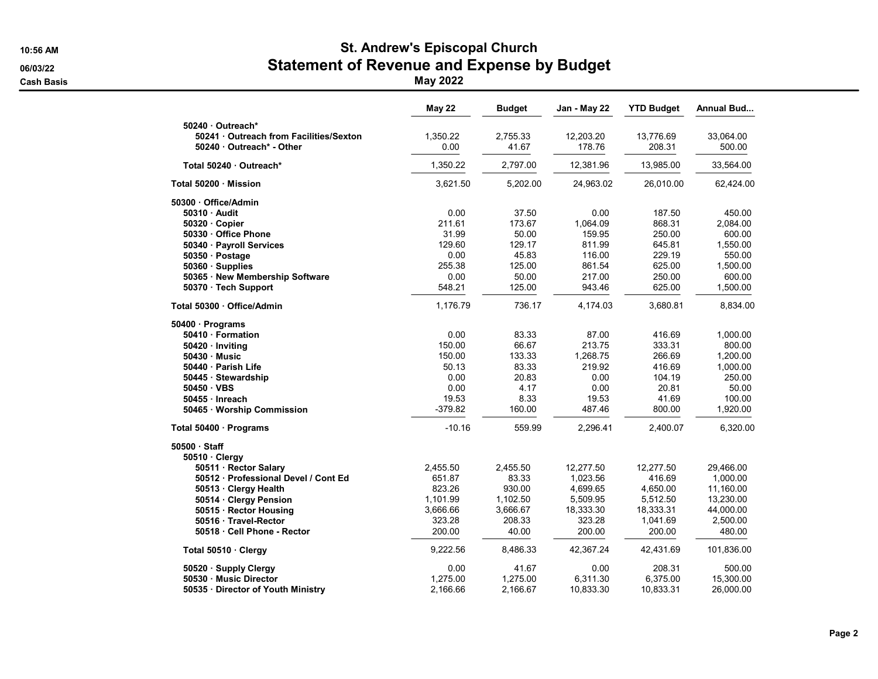# St. Andrew's Episcopal Church

## Statement of Revenue and Expense by Budget

### May 2022

10:56 AM
06/03/22
Cash Basis

| | May 22 | Budget | Jan - May 22 | YTD Budget | Annual Bud... |
|---|---|---|---|---|---|
| 50240 · Outreach* | | | | | |
| 50241 · Outreach from Facilities/Sexton | 1,350.22 | 2,755.33 | 12,203.20 | 13,776.69 | 33,064.00 |
| 50240 · Outreach* - Other | 0.00 | 41.67 | 178.76 | 208.31 | 500.00 |
| Total 50240 · Outreach* | 1,350.22 | 2,797.00 | 12,381.96 | 13,985.00 | 33,564.00 |
| Total 50200 · Mission | 3,621.50 | 5,202.00 | 24,963.02 | 26,010.00 | 62,424.00 |
| 50300 · Office/Admin | | | | | |
| 50310 · Audit | 0.00 | 37.50 | 0.00 | 187.50 | 450.00 |
| 50320 · Copier | 211.61 | 173.67 | 1,064.09 | 868.31 | 2,084.00 |
| 50330 · Office Phone | 31.99 | 50.00 | 159.95 | 250.00 | 600.00 |
| 50340 · Payroll Services | 129.60 | 129.17 | 811.99 | 645.81 | 1,550.00 |
| 50350 · Postage | 0.00 | 45.83 | 116.00 | 229.19 | 550.00 |
| 50360 · Supplies | 255.38 | 125.00 | 861.54 | 625.00 | 1,500.00 |
| 50365 · New Membership Software | 0.00 | 50.00 | 217.00 | 250.00 | 600.00 |
| 50370 · Tech Support | 548.21 | 125.00 | 943.46 | 625.00 | 1,500.00 |
| Total 50300 · Office/Admin | 1,176.79 | 736.17 | 4,174.03 | 3,680.81 | 8,834.00 |
| 50400 · Programs | | | | | |
| 50410 · Formation | 0.00 | 83.33 | 87.00 | 416.69 | 1,000.00 |
| 50420 · Inviting | 150.00 | 66.67 | 213.75 | 333.31 | 800.00 |
| 50430 · Music | 150.00 | 133.33 | 1,268.75 | 266.69 | 1,200.00 |
| 50440 · Parish Life | 50.13 | 83.33 | 219.92 | 416.69 | 1,000.00 |
| 50445 · Stewardship | 0.00 | 20.83 | 0.00 | 104.19 | 250.00 |
| 50450 · VBS | 0.00 | 4.17 | 0.00 | 20.81 | 50.00 |
| 50455 · Inreach | 19.53 | 8.33 | 19.53 | 41.69 | 100.00 |
| 50465 · Worship Commission | -379.82 | 160.00 | 487.46 | 800.00 | 1,920.00 |
| Total 50400 · Programs | -10.16 | 559.99 | 2,296.41 | 2,400.07 | 6,320.00 |
| 50500 · Staff | | | | | |
| 50510 · Clergy | | | | | |
| 50511 · Rector Salary | 2,455.50 | 2,455.50 | 12,277.50 | 12,277.50 | 29,466.00 |
| 50512 · Professional Devel / Cont Ed | 651.87 | 83.33 | 1,023.56 | 416.69 | 1,000.00 |
| 50513 · Clergy Health | 823.26 | 930.00 | 4,699.65 | 4,650.00 | 11,160.00 |
| 50514 · Clergy Pension | 1,101.99 | 1,102.50 | 5,509.95 | 5,512.50 | 13,230.00 |
| 50515 · Rector Housing | 3,666.66 | 3,666.67 | 18,333.30 | 18,333.31 | 44,000.00 |
| 50516 · Travel-Rector | 323.28 | 208.33 | 323.28 | 1,041.69 | 2,500.00 |
| 50518 · Cell Phone - Rector | 200.00 | 40.00 | 200.00 | 200.00 | 480.00 |
| Total 50510 · Clergy | 9,222.56 | 8,486.33 | 42,367.24 | 42,431.69 | 101,836.00 |
| 50520 · Supply Clergy | 0.00 | 41.67 | 0.00 | 208.31 | 500.00 |
| 50530 · Music Director | 1,275.00 | 1,275.00 | 6,311.30 | 6,375.00 | 15,300.00 |
| 50535 · Director of Youth Ministry | 2,166.66 | 2,166.67 | 10,833.30 | 10,833.31 | 26,000.00 |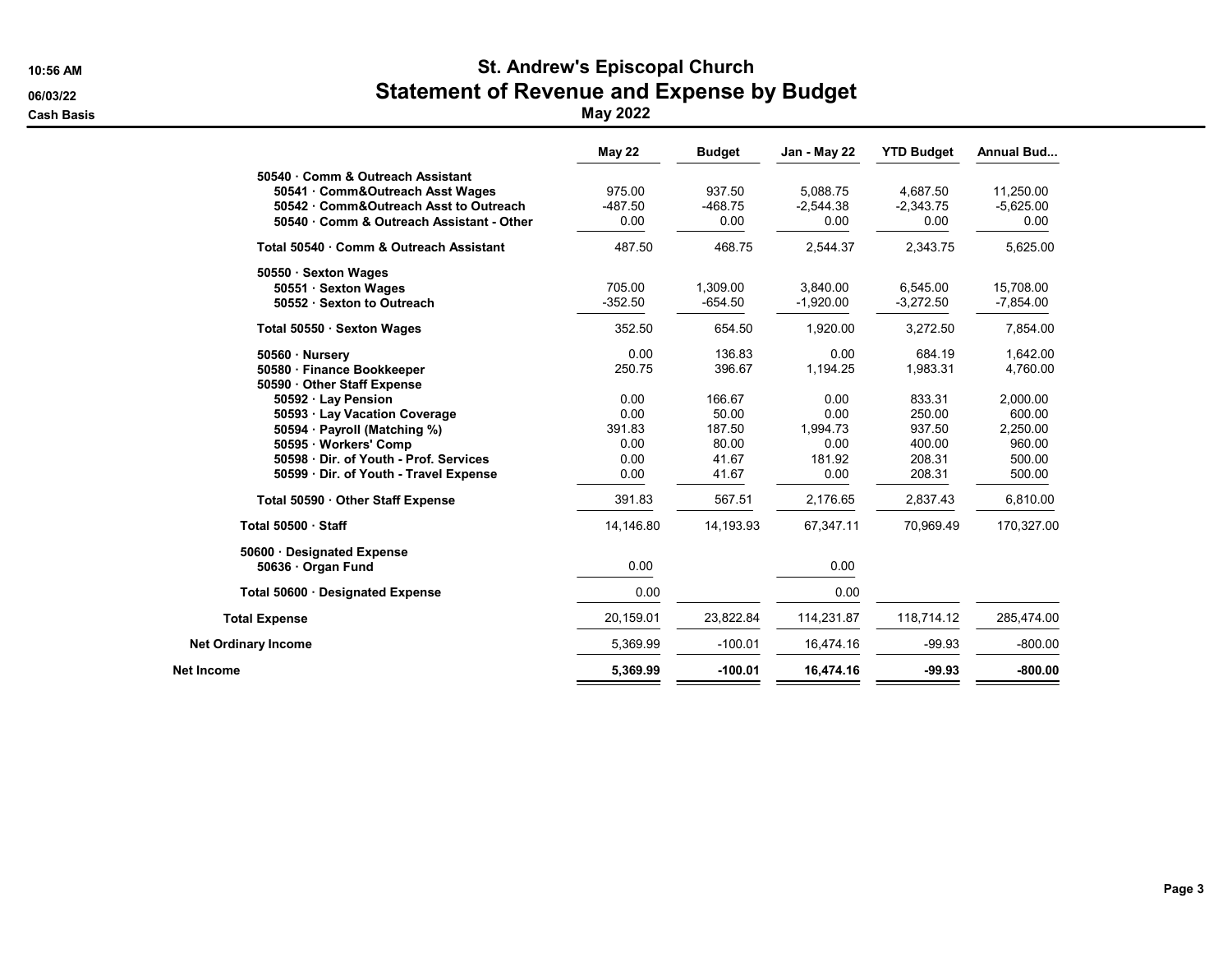# St. Andrew's Episcopal Church

## Statement of Revenue and Expense by Budget

### May 2022

10:56 AM
06/03/22
Cash Basis

| | May 22 | Budget | Jan - May 22 | YTD Budget | Annual Bud... |
|---|---|---|---|---|---|
| 50540 · Comm & Outreach Assistant | | | | | |
| 50541 · Comm&Outreach Asst Wages | 975.00 | 937.50 | 5,088.75 | 4,687.50 | 11,250.00 |
| 50542 · Comm&Outreach Asst to Outreach | -487.50 | -468.75 | -2,544.38 | -2,343.75 | -5,625.00 |
| 50540 · Comm & Outreach Assistant - Other | 0.00 | 0.00 | 0.00 | 0.00 | 0.00 |
| Total 50540 · Comm & Outreach Assistant | 487.50 | 468.75 | 2,544.37 | 2,343.75 | 5,625.00 |
| 50550 · Sexton Wages | | | | | |
| 50551 · Sexton Wages | 705.00 | 1,309.00 | 3,840.00 | 6,545.00 | 15,708.00 |
| 50552 · Sexton to Outreach | -352.50 | -654.50 | -1,920.00 | -3,272.50 | -7,854.00 |
| Total 50550 · Sexton Wages | 352.50 | 654.50 | 1,920.00 | 3,272.50 | 7,854.00 |
| 50560 · Nursery | 0.00 | 136.83 | 0.00 | 684.19 | 1,642.00 |
| 50580 · Finance Bookkeeper | 250.75 | 396.67 | 1,194.25 | 1,983.31 | 4,760.00 |
| 50590 · Other Staff Expense | | | | | |
| 50592 · Lay Pension | 0.00 | 166.67 | 0.00 | 833.31 | 2,000.00 |
| 50593 · Lay Vacation Coverage | 0.00 | 50.00 | 0.00 | 250.00 | 600.00 |
| 50594 · Payroll (Matching %) | 391.83 | 187.50 | 1,994.73 | 937.50 | 2,250.00 |
| 50595 · Workers' Comp | 0.00 | 80.00 | 0.00 | 400.00 | 960.00 |
| 50598 · Dir. of Youth - Prof. Services | 0.00 | 41.67 | 181.92 | 208.31 | 500.00 |
| 50599 · Dir. of Youth - Travel Expense | 0.00 | 41.67 | 0.00 | 208.31 | 500.00 |
| Total 50590 · Other Staff Expense | 391.83 | 567.51 | 2,176.65 | 2,837.43 | 6,810.00 |
| Total 50500 · Staff | 14,146.80 | 14,193.93 | 67,347.11 | 70,969.49 | 170,327.00 |
| 50600 · Designated Expense | | | | | |
| 50636 · Organ Fund | 0.00 | | 0.00 | | |
| Total 50600 · Designated Expense | 0.00 | | 0.00 | | |
| Total Expense | 20,159.01 | 23,822.84 | 114,231.87 | 118,714.12 | 285,474.00 |
| Net Ordinary Income | 5,369.99 | -100.01 | 16,474.16 | -99.93 | -800.00 |
| **Net Income** | **5,369.99** | **-100.01** | **16,474.16** | **-99.93** | **-800.00** |